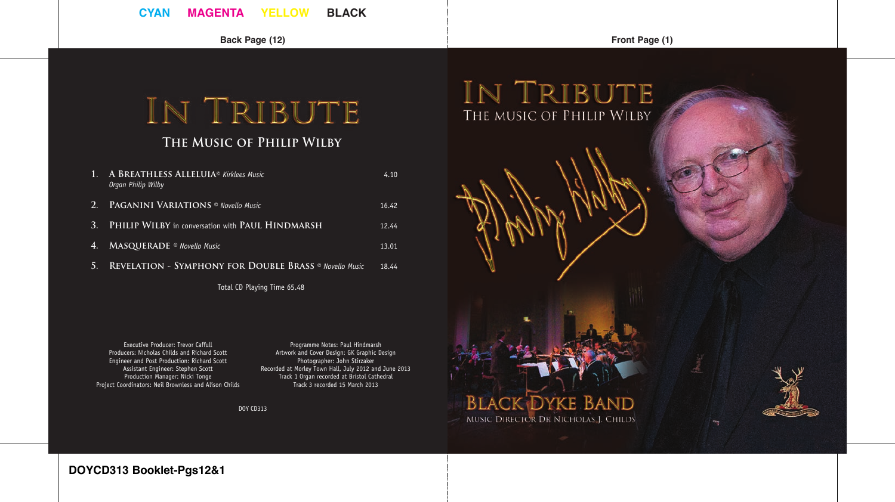# IN TRIBUTE

## THE MUSIC OF PHILIP WILBY

1. A BREATHLESS ALLELUIA© *Kirklees Music* — 4.10
   *Organ Philip Wilby*
2. PAGANINI VARIATIONS © *Novello Music* — 16.42
3. PHILIP WILBY in conversation with PAUL HINDMARSH — 12.44
4. MASQUERADE © *Novello Music* — 13.01
5. REVELATION - SYMPHONY FOR DOUBLE BRASS © *Novello Music* — 18.44

Total CD Playing Time 65.48

Executive Producer: Trevor Caffull
Producers: Nicholas Childs and Richard Scott
Engineer and Post Production: Richard Scott
Assistant Engineer: Stephen Scott
Production Manager: Nicki Tonge
Project Coordinators: Neil Brownless and Alison Childs

Programme Notes: Paul Hindmarsh
Artwork and Cover Design: GK Graphic Design
Photographer: John Stirzaker
Recorded at Morley Town Hall, July 2012 and June 2013
Track 1 Organ recorded at Bristol Cathedral
Track 3 recorded 15 March 2013

DOY CD313

# IN TRIBUTE

## THE MUSIC OF PHILIP WILBY

BLACK DYKE BAND

MUSIC DIRECTOR DR NICHOLAS J. CHILDS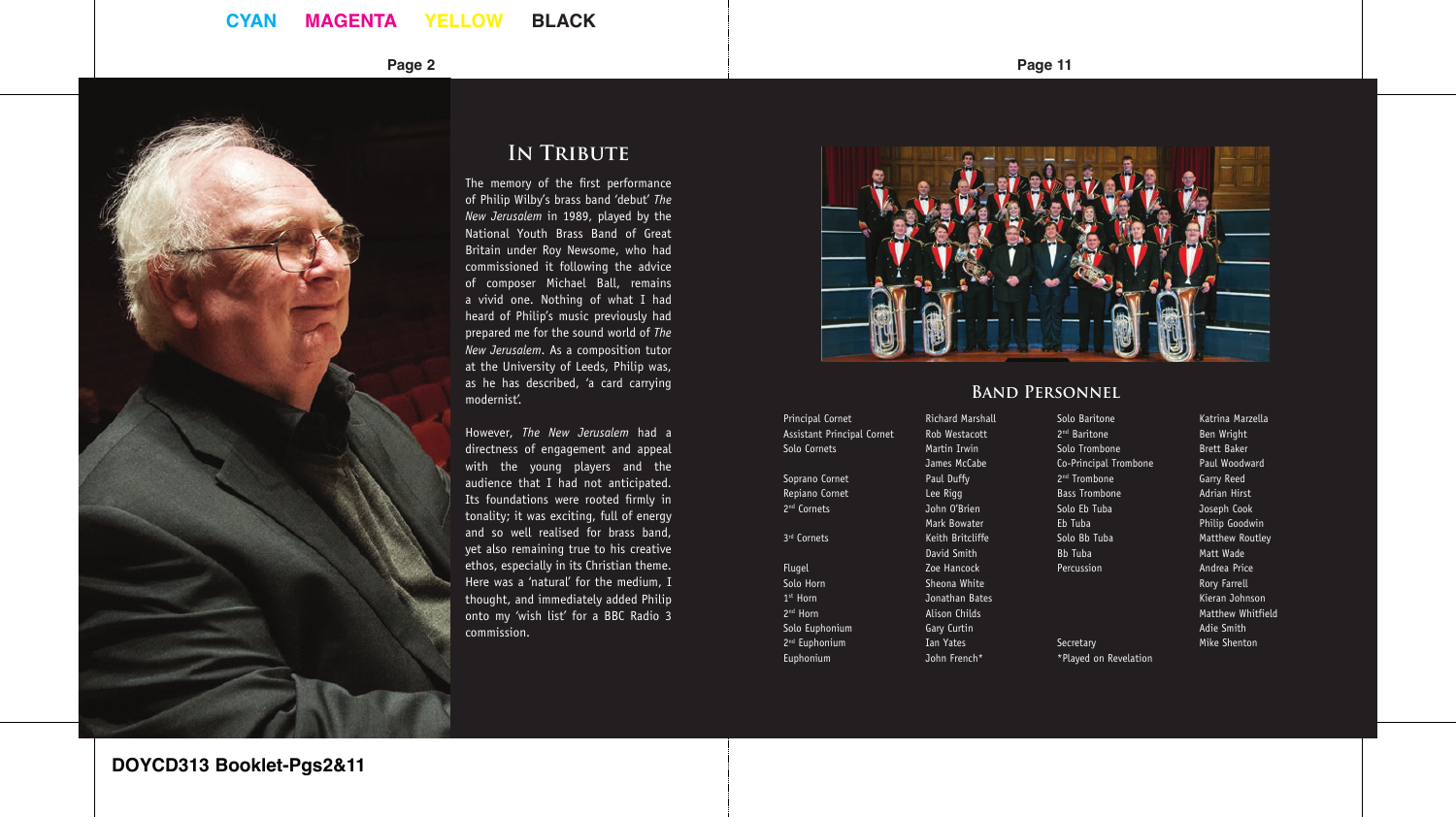## In Tribute

The memory of the first performance of Philip Wilby's brass band 'debut' *The New Jerusalem* in 1989, played by the National Youth Brass Band of Great Britain under Roy Newsome, who had commissioned it following the advice of composer Michael Ball, remains a vivid one. Nothing of what I had heard of Philip's music previously had prepared me for the sound world of *The New Jerusalem*. As a composition tutor at the University of Leeds, Philip was, as he has described, 'a card carrying modernist'.

However, *The New Jerusalem* had a directness of engagement and appeal with the young players and the audience that I had not anticipated. Its foundations were rooted firmly in tonality; it was exciting, full of energy and so well realised for brass band, yet also remaining true to his creative ethos, especially in its Christian theme. Here was a 'natural' for the medium, I thought, and immediately added Philip onto my 'wish list' for a BBC Radio 3 commission.

## Band Personnel

| | | | |
|---|---|---|---|
| Principal Cornet | Richard Marshall | Solo Baritone | Katrina Marzella |
| Assistant Principal Cornet | Rob Westacott | 2nd Baritone | Ben Wright |
| Solo Cornets | Martin Irwin | Solo Trombone | Brett Baker |
| | James McCabe | Co-Principal Trombone | Paul Woodward |
| Soprano Cornet | Paul Duffy | 2nd Trombone | Garry Reed |
| Repiano Cornet | Lee Rigg | Bass Trombone | Adrian Hirst |
| 2nd Cornets | John O'Brien | Solo Eb Tuba | Joseph Cook |
| | Mark Bowater | Eb Tuba | Philip Goodwin |
| 3rd Cornets | Keith Britcliffe | Solo Bb Tuba | Matthew Routley |
| | David Smith | Bb Tuba | Matt Wade |
| Flugel | Zoe Hancock | Percussion | Andrea Price |
| Solo Horn | Sheona White | | Rory Farrell |
| 1st Horn | Jonathan Bates | | Kieran Johnson |
| 2nd Horn | Alison Childs | | Matthew Whitfield |
| Solo Euphonium | Gary Curtin | | Adie Smith |
| 2nd Euphonium | Ian Yates | Secretary | Mike Shenton |
| Euphonium | John French* | *Played on Revelation | |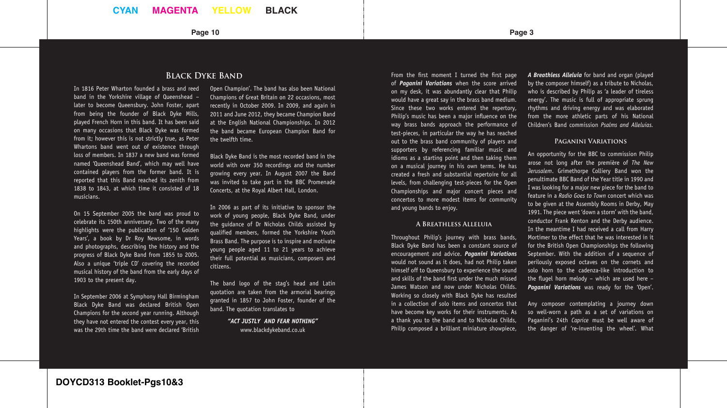## Black Dyke Band

In 1816 Peter Wharton founded a brass and reed band in the Yorkshire village of Queenshead – later to become Queensbury. John Foster, apart from being the founder of Black Dyke Mills, played French Horn in this band. It has been said on many occasions that Black Dyke was formed from it; however this is not strictly true, as Peter Whartons band went out of existence through loss of members. In 1837 a new band was formed named 'Queenshead Band', which may well have contained players from the former band. It is reported that this Band reached its zenith from 1838 to 1843, at which time it consisted of 18 musicians.

On 15 September 2005 the band was proud to celebrate its 150th anniversary. Two of the many highlights were the publication of '150 Golden Years', a book by Dr Roy Newsome, in words and photographs, describing the history and the progress of Black Dyke Band from 1855 to 2005. Also a unique 'triple CD' covering the recorded musical history of the band from the early days of 1903 to the present day.

In September 2006 at Symphony Hall Birmingham Black Dyke Band was declared British Open Champions for the second year running. Although they have not entered the contest every year, this was the 29th time the band were declared 'British Open Champion'. The band has also been National Champions of Great Britain on 22 occasions, most recently in October 2009. In 2009, and again in 2011 and June 2012, they became Champion Band at the English National Championships. In 2012 the band became European Champion Band for the twelfth time.

Black Dyke Band is the most recorded band in the world with over 350 recordings and the number growing every year. In August 2007 the Band was invited to take part in the BBC Promenade Concerts, at the Royal Albert Hall, London.

In 2006 as part of its initiative to sponsor the work of young people, Black Dyke Band, under the guidance of Dr Nicholas Childs assisted by qualified members, formed the Yorkshire Youth Brass Band. The purpose is to inspire and motivate young people aged 11 to 21 years to achieve their full potential as musicians, composers and citizens.

The band logo of the stag's head and Latin quotation are taken from the armorial bearings granted in 1857 to John Foster, founder of the band. The quotation translates to

***"ACT JUSTLY AND FEAR NOTHING"***

www.blackdykeband.co.uk

From the first moment I turned the first page of ***Paganini Variations*** when the score arrived on my desk, it was abundantly clear that Philip would have a great say in the brass band medium. Since these two works entered the repertory, Philip's music has been a major influence on the way brass bands approach the performance of test-pieces, in particular the way he has reached out to the brass band community of players and supporters by referencing familiar music and idioms as a starting point and then taking them on a musical journey in his own terms. He has created a fresh and substantial repertoire for all levels, from challenging test-pieces for the Open Championships and major concert pieces and concertos to more modest items for community and young bands to enjoy.

### A Breathless Alleluia

Throughout Philip's journey with brass bands, Black Dyke Band has been a constant source of encouragement and advice. ***Paganini Variations*** would not sound as it does, had not Philip taken himself off to Queensbury to experience the sound and skills of the band first under the much missed James Watson and now under Nicholas Childs. Working so closely with Black Dyke has resulted in a collection of solo items and concertos that have become key works for their instruments. As a thank you to the band and to Nicholas Childs, Philip composed a brilliant miniature showpiece, ***A Breathless Alleluia*** for band and organ (played by the composer himself) as a tribute to Nicholas, who is described by Philip as 'a leader of tireless energy'. The music is full of appropriate sprung rhythms and driving energy and was elaborated from the more athletic parts of his National Children's Band commission *Psalms and Alleluias.*

### Paganini Variations

An opportunity for the BBC to commission Philip arose not long after the première of *The New Jerusalem*. Grimethorpe Colliery Band won the penultimate BBC Band of the Year title in 1990 and I was looking for a major new piece for the band to feature in a *Radio Goes to Town* concert which was to be given at the Assembly Rooms in Derby, May 1991. The piece went 'down a storm' with the band, conductor Frank Renton and the Derby audience. In the meantime I had received a call from Harry Mortimer to the effect that he was interested in it for the British Open Championships the following September. With the addition of a sequence of perilously exposed octaves on the cornets and solo horn to the cadenza-like introduction to the flugel horn melody – which are used here – ***Paganini Variations*** was ready for the 'Open'.

Any composer contemplating a journey down so well-worn a path as a set of variations on Paganini's 24th *Caprice* must be well aware of the danger of 're-inventing the wheel'. What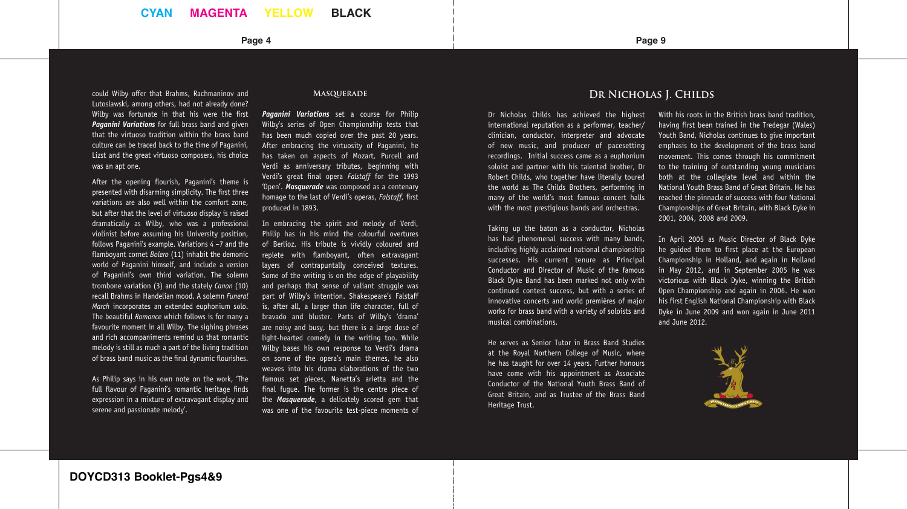could Wilby offer that Brahms, Rachmaninov and Lutoslawski, among others, had not already done? Wilby was fortunate in that his were the first ***Paganini Variations*** for full brass band and given that the virtuoso tradition within the brass band culture can be traced back to the time of Paganini, Lizst and the great virtuoso composers, his choice was an apt one.

After the opening flourish, Paganini's theme is presented with disarming simplicity. The first three variations are also well within the comfort zone, but after that the level of virtuoso display is raised dramatically as Wilby, who was a professional violinist before assuming his University position, follows Paganini's example. Variations 4 –7 and the flamboyant cornet *Bolero* (11) inhabit the demonic world of Paganini himself, and include a version of Paganini's own third variation. The solemn trombone variation (3) and the stately *Canon* (10) recall Brahms in Handelian mood. A solemn *Funeral March* incorporates an extended euphonium solo. The beautiful *Romance* which follows is for many a favourite moment in all Wilby. The sighing phrases and rich accompaniments remind us that romantic melody is still as much a part of the living tradition of brass band music as the final dynamic flourishes.

As Philip says in his own note on the work, 'The full flavour of Paganini's romantic heritage finds expression in a mixture of extravagant display and serene and passionate melody'.

## Masquerade

***Paganini Variations*** set a course for Philip Wilby's series of Open Championship tests that has been much copied over the past 20 years. After embracing the virtuosity of Paganini, he has taken on aspects of Mozart, Purcell and Verdi as anniversary tributes, beginning with Verdi's great final opera *Falstaff* for the 1993 'Open'. ***Masquerade*** was composed as a centenary homage to the last of Verdi's operas, *Falstaff*, first produced in 1893.

In embracing the spirit and melody of Verdi, Philip has in his mind the colourful overtures of Berlioz. His tribute is vividly coloured and replete with flamboyant, often extravagant layers of contrapuntally conceived textures. Some of the writing is on the edge of playability and perhaps that sense of valiant struggle was part of Wilby's intention. Shakespeare's Falstaff is, after all, a larger than life character, full of bravado and bluster. Parts of Wilby's 'drama' are noisy and busy, but there is a large dose of light-hearted comedy in the writing too. While Wilby bases his own response to Verdi's drama on some of the opera's main themes, he also weaves into his drama elaborations of the two famous set pieces, Nanetta's arietta and the final fugue. The former is the centre piece of the ***Masquerade***, a delicately scored gem that was one of the favourite test-piece moments of

## Dr Nicholas J. Childs

Dr Nicholas Childs has achieved the highest international reputation as a performer, teacher/clinician, conductor, interpreter and advocate of new music, and producer of pacesetting recordings. Initial success came as a euphonium soloist and partner with his talented brother, Dr Robert Childs, who together have literally toured the world as The Childs Brothers, performing in many of the world's most famous concert halls with the most prestigious bands and orchestras.

Taking up the baton as a conductor, Nicholas has had phenomenal success with many bands, including highly acclaimed national championship successes. His current tenure as Principal Conductor and Director of Music of the famous Black Dyke Band has been marked not only with continued contest success, but with a series of innovative concerts and world premières of major works for brass band with a variety of soloists and musical combinations.

He serves as Senior Tutor in Brass Band Studies at the Royal Northern College of Music, where he has taught for over 14 years. Further honours have come with his appointment as Associate Conductor of the National Youth Brass Band of Great Britain, and as Trustee of the Brass Band Heritage Trust.

With his roots in the British brass band tradition, having first been trained in the Tredegar (Wales) Youth Band, Nicholas continues to give important emphasis to the development of the brass band movement. This comes through his commitment to the training of outstanding young musicians both at the collegiate level and within the National Youth Brass Band of Great Britain. He has reached the pinnacle of success with four National Championships of Great Britain, with Black Dyke in 2001, 2004, 2008 and 2009.

In April 2005 as Music Director of Black Dyke he guided them to first place at the European Championship in Holland, and again in Holland in May 2012, and in September 2005 he was victorious with Black Dyke, winning the British Open Championship and again in 2006. He won his first English National Championship with Black Dyke in June 2009 and won again in June 2011 and June 2012.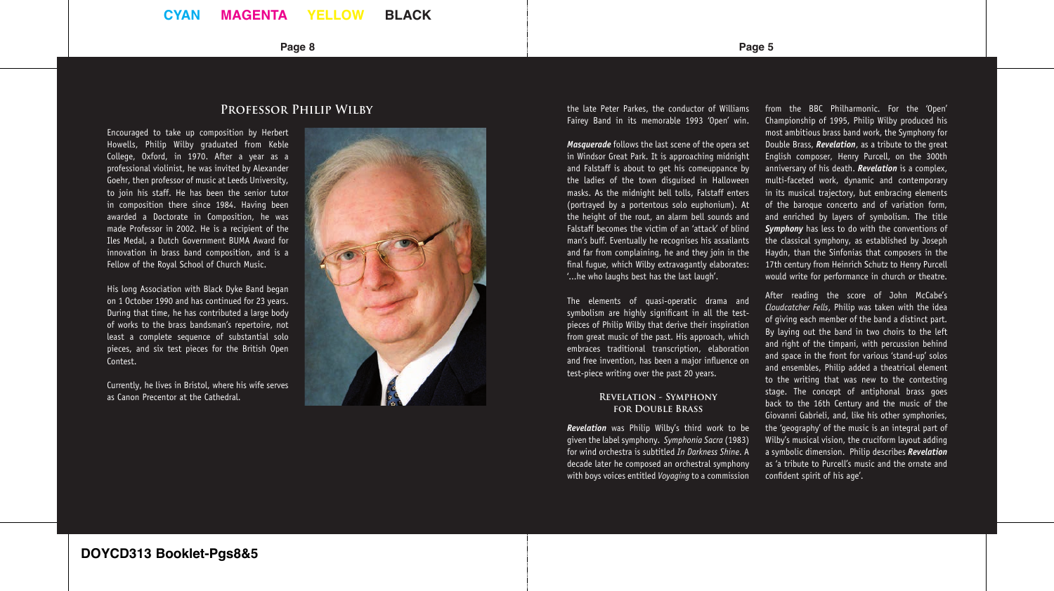## Professor Philip Wilby

Encouraged to take up composition by Herbert Howells, Philip Wilby graduated from Keble College, Oxford, in 1970. After a year as a professional violinist, he was invited by Alexander Goehr, then professor of music at Leeds University, to join his staff. He has been the senior tutor in composition there since 1984. Having been awarded a Doctorate in Composition, he was made Professor in 2002. He is a recipient of the Iles Medal, a Dutch Government BUMA Award for innovation in brass band composition, and is a Fellow of the Royal School of Church Music.

His long Association with Black Dyke Band began on 1 October 1990 and has continued for 23 years. During that time, he has contributed a large body of works to the brass bandsman's repertoire, not least a complete sequence of substantial solo pieces, and six test pieces for the British Open Contest.

Currently, he lives in Bristol, where his wife serves as Canon Precentor at the Cathedral.

the late Peter Parkes, the conductor of Williams Fairey Band in its memorable 1993 'Open' win.

***Masquerade*** follows the last scene of the opera set in Windsor Great Park. It is approaching midnight and Falstaff is about to get his comeuppance by the ladies of the town disguised in Halloween masks. As the midnight bell tolls, Falstaff enters (portrayed by a portentous solo euphonium). At the height of the rout, an alarm bell sounds and Falstaff becomes the victim of an 'attack' of blind man's buff. Eventually he recognises his assailants and far from complaining, he and they join in the final fugue, which Wilby extravagantly elaborates: '...he who laughs best has the last laugh'.

The elements of quasi-operatic drama and symbolism are highly significant in all the test-pieces of Philip Wilby that derive their inspiration from great music of the past. His approach, which embraces traditional transcription, elaboration and free invention, has been a major influence on test-piece writing over the past 20 years.

### Revelation - Symphony for Double Brass

***Revelation*** was Philip Wilby's third work to be given the label symphony. *Symphonia Sacra* (1983) for wind orchestra is subtitled *In Darkness Shine*. A decade later he composed an orchestral symphony with boys voices entitled *Voyaging* to a commission from the BBC Philharmonic. For the 'Open' Championship of 1995, Philip Wilby produced his most ambitious brass band work, the Symphony for Double Brass, ***Revelation***, as a tribute to the great English composer, Henry Purcell, on the 300th anniversary of his death. ***Revelation*** is a complex, multi-faceted work, dynamic and contemporary in its musical trajectory, but embracing elements of the baroque concerto and of variation form, and enriched by layers of symbolism. The title ***Symphony*** has less to do with the conventions of the classical symphony, as established by Joseph Haydn, than the Sinfonias that composers in the 17th century from Heinrich Schutz to Henry Purcell would write for performance in church or theatre.

After reading the score of John McCabe's *Cloudcatcher Fells*, Philip was taken with the idea of giving each member of the band a distinct part. By laying out the band in two choirs to the left and right of the timpani, with percussion behind and space in the front for various 'stand-up' solos and ensembles, Philip added a theatrical element to the writing that was new to the contesting stage. The concept of antiphonal brass goes back to the 16th Century and the music of the Giovanni Gabrieli, and, like his other symphonies, the 'geography' of the music is an integral part of Wilby's musical vision, the cruciform layout adding a symbolic dimension. Philip describes ***Revelation*** as 'a tribute to Purcell's music and the ornate and confident spirit of his age'.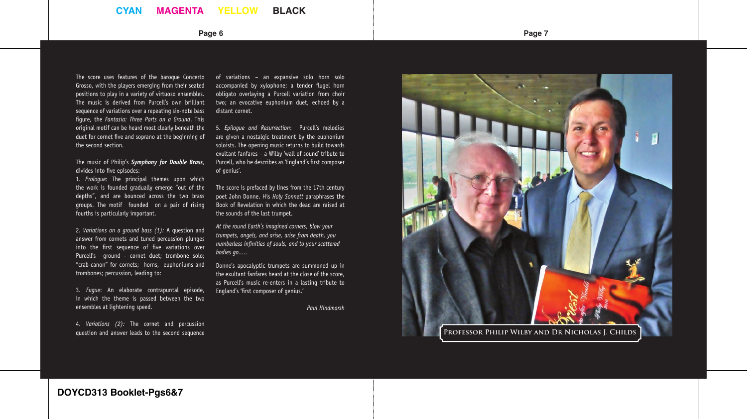The score uses features of the baroque Concerto Grosso, with the players emerging from their seated positions to play in a variety of virtuoso ensembles. The music is derived from Purcell's own brilliant sequence of variations over a repeating six-note bass figure, the *Fantasia: Three Parts on a Ground*. This original motif can be heard most clearly beneath the duet for cornet five and soprano at the beginning of the second section.

The music of Philip's ***Symphony for Double Brass***, divides into five episodes:

1. *Prologue:* The principal themes upon which the work is founded gradually emerge "out of the depths", and are bounced across the two brass groups. The motif founded on a pair of rising fourths is particularly important.

2. *Variations on a ground bass (1):* A question and answer from cornets and tuned percussion plunges into the first sequence of five variations over Purcell's ground - cornet duet; trombone solo; "crab-canon" for cornets; horns, euphoniums and trombones; percussion, leading to:

3. *Fugue*: An elaborate contrapuntal episode, in which the theme is passed between the two ensembles at lightening speed.

4. *Variations (2):* The cornet and percussion question and answer leads to the second sequence of variations – an expansive solo horn solo accompanied by xylophone; a tender flugel horn obligato overlaying a Purcell variation from choir two; an evocative euphonium duet, echoed by a distant cornet.

5. *Epilogue and Resurrection*: Purcell's melodies are given a nostalgic treatment by the euphonium soloists. The opening music returns to build towards exultant fanfares – a Wilby 'wall of sound' tribute to Purcell, who he describes as 'England's first composer of genius'.

The score is prefaced by lines from the 17th century poet John Donne. His *Holy Sonnett* paraphrases the Book of Revelation in which the dead are raised at the sounds of the last trumpet.

*At the round Earth's imagined corners, blow your trumpets, angels, and arise, arise from death, you numberless infinities of souls, and to your scattered bodies go.....*

Donne's apocalyptic trumpets are summoned up in the exultant fanfares heard at the close of the score, as Purcell's music re-enters in a lasting tribute to England's 'first composer of genius.'

*Paul Hindmarsh*

Professor Philip Wilby and Dr Nicholas J. Childs